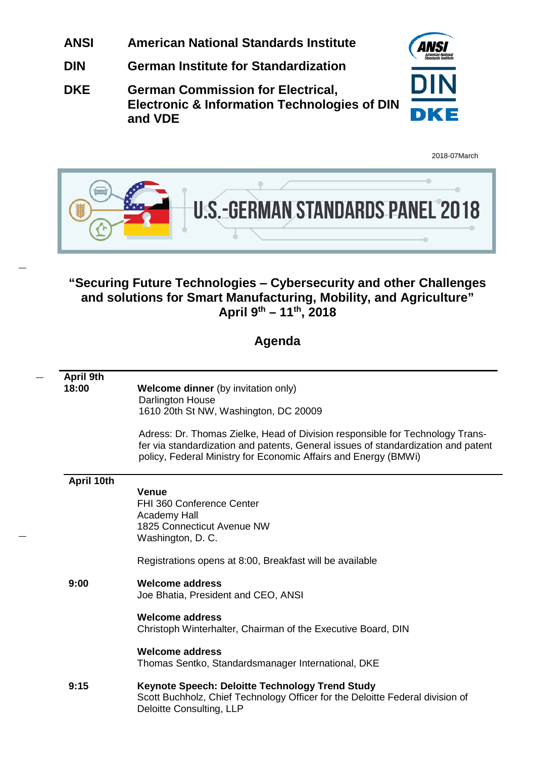**ANSI** American National Standards Institute

**DIN** German Institute for Standardization

**DKE** German Commission for Electrical, Electronic & Information Technologies of DIN and VDE

2018-07March

U.S.-GERMAN STANDARDS PANEL 2018

## "Securing Future Technologies – Cybersecurity and other Challenges and solutions for Smart Manufacturing, Mobility, and Agriculture"
## April 9th – 11th, 2018

## Agenda

---

**April 9th**

**18:00**

**Welcome dinner** (by invitation only)
Darlington House
1610 20th St NW, Washington, DC 20009

Adress: Dr. Thomas Zielke, Head of Division responsible for Technology Transfer via standardization and patents, General issues of standardization and patent policy, Federal Ministry for Economic Affairs and Energy (BMWi)

---

**April 10th**

**Venue**
FHI 360 Conference Center
Academy Hall
1825 Connecticut Avenue NW
Washington, D. C.

Registrations opens at 8:00, Breakfast will be available

**9:00**

**Welcome address**
Joe Bhatia, President and CEO, ANSI

**Welcome address**
Christoph Winterhalter, Chairman of the Executive Board, DIN

**Welcome address**
Thomas Sentko, Standardsmanager International, DKE

**9:15**

**Keynote Speech: Deloitte Technology Trend Study**
Scott Buchholz, Chief Technology Officer for the Deloitte Federal division of Deloitte Consulting, LLP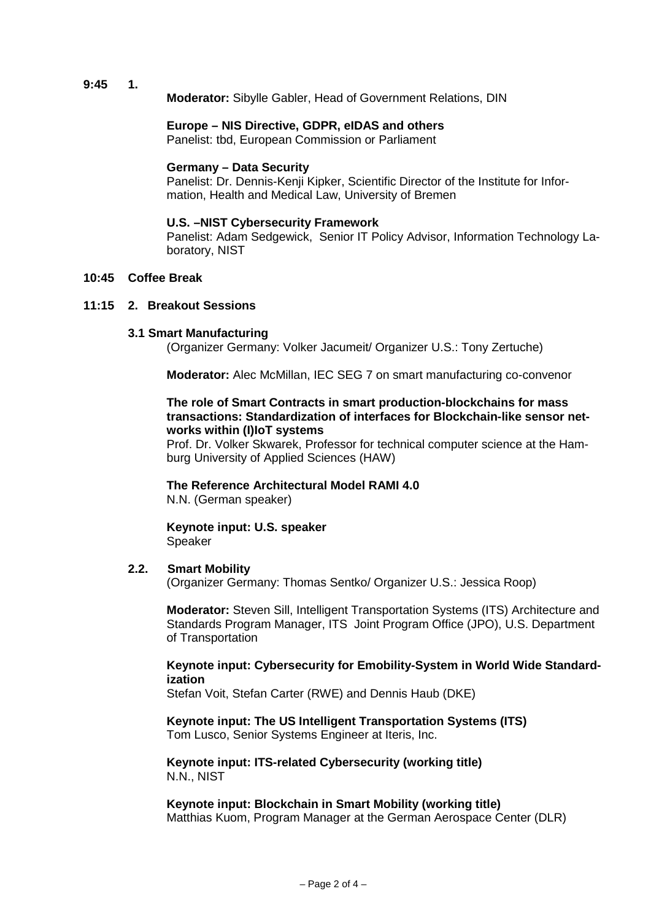**9:45 1.**

**Moderator:** Sibylle Gabler, Head of Government Relations, DIN

**Europe – NIS Directive, GDPR, eIDAS and others**
Panelist: tbd, European Commission or Parliament

**Germany – Data Security**
Panelist: Dr. Dennis-Kenji Kipker, Scientific Director of the Institute for Information, Health and Medical Law, University of Bremen

**U.S. –NIST Cybersecurity Framework**
Panelist: Adam Sedgewick, Senior IT Policy Advisor, Information Technology Laboratory, NIST

**10:45 Coffee Break**

**11:15 2. Breakout Sessions**

**3.1 Smart Manufacturing**
(Organizer Germany: Volker Jacumeit/ Organizer U.S.: Tony Zertuche)

**Moderator:** Alec McMillan, IEC SEG 7 on smart manufacturing co-convenor

**The role of Smart Contracts in smart production-blockchains for mass transactions: Standardization of interfaces for Blockchain-like sensor networks within (I)IoT systems**
Prof. Dr. Volker Skwarek, Professor for technical computer science at the Hamburg University of Applied Sciences (HAW)

**The Reference Architectural Model RAMI 4.0**
N.N. (German speaker)

**Keynote input: U.S. speaker**
Speaker

**2.2. Smart Mobility**
(Organizer Germany: Thomas Sentko/ Organizer U.S.: Jessica Roop)

**Moderator:** Steven Sill, Intelligent Transportation Systems (ITS) Architecture and Standards Program Manager, ITS Joint Program Office (JPO), U.S. Department of Transportation

**Keynote input: Cybersecurity for Emobility-System in World Wide Standardization**
Stefan Voit, Stefan Carter (RWE) and Dennis Haub (DKE)

**Keynote input: The US Intelligent Transportation Systems (ITS)**
Tom Lusco, Senior Systems Engineer at Iteris, Inc.

**Keynote input: ITS-related Cybersecurity (working title)**
N.N., NIST

**Keynote input: Blockchain in Smart Mobility (working title)**
Matthias Kuom, Program Manager at the German Aerospace Center (DLR)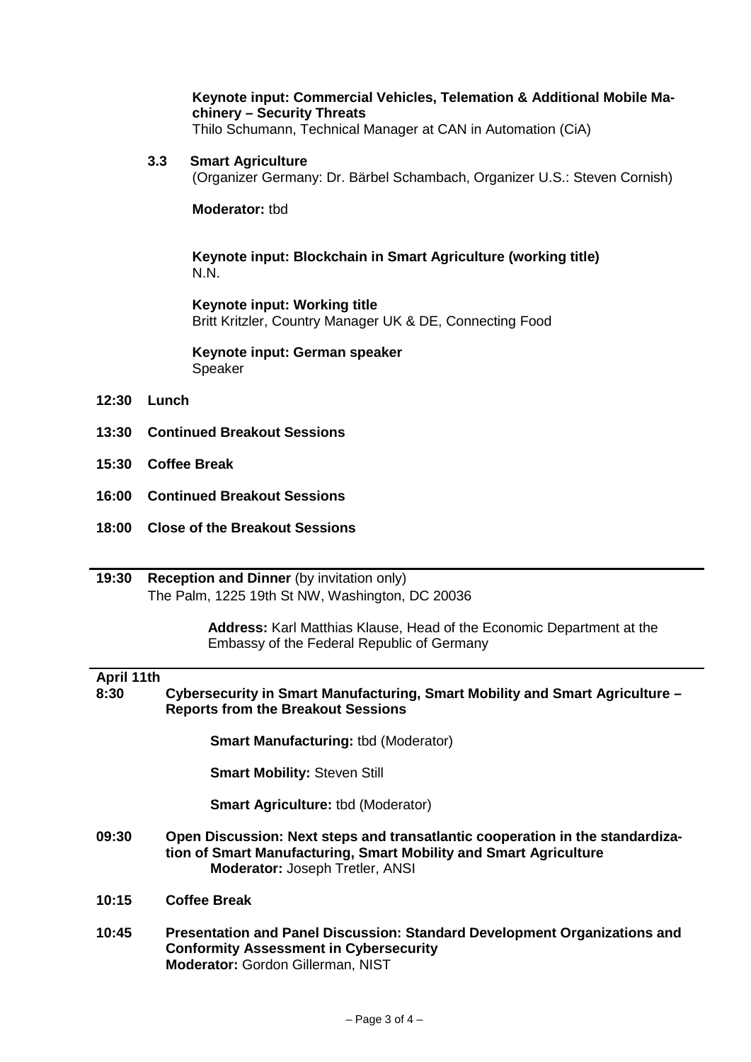**Keynote input: Commercial Vehicles, Telemation & Additional Mobile Machinery – Security Threats**
Thilo Schumann, Technical Manager at CAN in Automation (CiA)

### 3.3 Smart Agriculture

(Organizer Germany: Dr. Bärbel Schambach, Organizer U.S.: Steven Cornish)

**Moderator:** tbd

**Keynote input: Blockchain in Smart Agriculture (working title)**
N.N.

**Keynote input: Working title**
Britt Kritzler, Country Manager UK & DE, Connecting Food

**Keynote input: German speaker**
Speaker

**12:30 Lunch**

**13:30 Continued Breakout Sessions**

**15:30 Coffee Break**

**16:00 Continued Breakout Sessions**

**18:00 Close of the Breakout Sessions**

---

**19:30 Reception and Dinner** (by invitation only)
The Palm, 1225 19th St NW, Washington, DC 20036

**Address:** Karl Matthias Klause, Head of the Economic Department at the Embassy of the Federal Republic of Germany

---

## April 11th

**8:30 Cybersecurity in Smart Manufacturing, Smart Mobility and Smart Agriculture – Reports from the Breakout Sessions**

**Smart Manufacturing:** tbd (Moderator)

**Smart Mobility:** Steven Still

**Smart Agriculture:** tbd (Moderator)

**09:30 Open Discussion: Next steps and transatlantic cooperation in the standardization of Smart Manufacturing, Smart Mobility and Smart Agriculture**
**Moderator:** Joseph Tretler, ANSI

**10:15 Coffee Break**

**10:45 Presentation and Panel Discussion: Standard Development Organizations and Conformity Assessment in Cybersecurity**
**Moderator:** Gordon Gillerman, NIST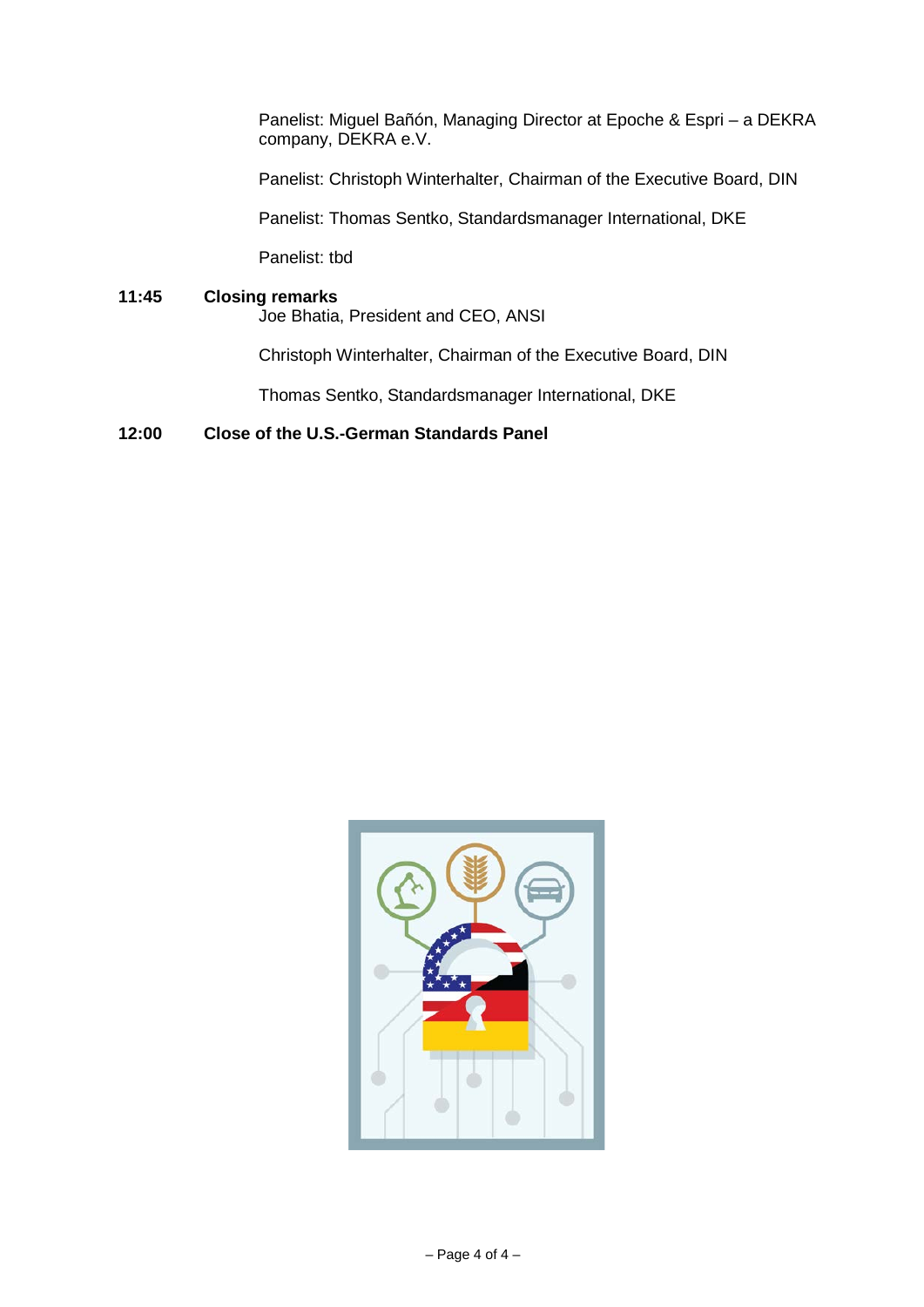Panelist: Miguel Bañón, Managing Director at Epoche & Espri – a DEKRA company, DEKRA e.V.

Panelist: Christoph Winterhalter, Chairman of the Executive Board, DIN

Panelist: Thomas Sentko, Standardsmanager International, DKE

Panelist: tbd

**11:45 Closing remarks**

Joe Bhatia, President and CEO, ANSI

Christoph Winterhalter, Chairman of the Executive Board, DIN

Thomas Sentko, Standardsmanager International, DKE

**12:00 Close of the U.S.-German Standards Panel**